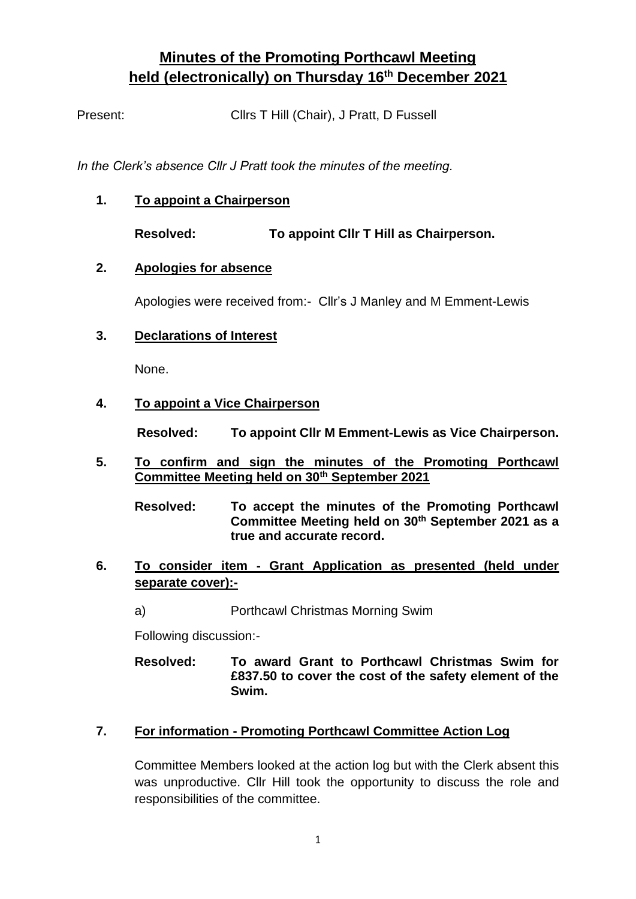# Minutes of the Promoting Porthcawl Meeting held (electronically) on Thursday 16th December 2021

Present: Cllrs T Hill (Chair), J Pratt, D Fussell

*In the Clerk's absence Cllr J Pratt took the minutes of the meeting.*

## 1. To appoint a Chairperson

**Resolved: To appoint Cllr T Hill as Chairperson.**

## 2. Apologies for absence

Apologies were received from:- Cllr's J Manley and M Emment-Lewis

## 3. Declarations of Interest

None.

## 4. To appoint a Vice Chairperson

**Resolved: To appoint Cllr M Emment-Lewis as Vice Chairperson.**

## 5. To confirm and sign the minutes of the Promoting Porthcawl Committee Meeting held on 30th September 2021

**Resolved: To accept the minutes of the Promoting Porthcawl Committee Meeting held on 30th September 2021 as a true and accurate record.**

## 6. To consider item - Grant Application as presented (held under separate cover):-

a) Porthcawl Christmas Morning Swim

Following discussion:-

**Resolved: To award Grant to Porthcawl Christmas Swim for £837.50 to cover the cost of the safety element of the Swim.**

## 7. For information - Promoting Porthcawl Committee Action Log

Committee Members looked at the action log but with the Clerk absent this was unproductive. Cllr Hill took the opportunity to discuss the role and responsibilities of the committee.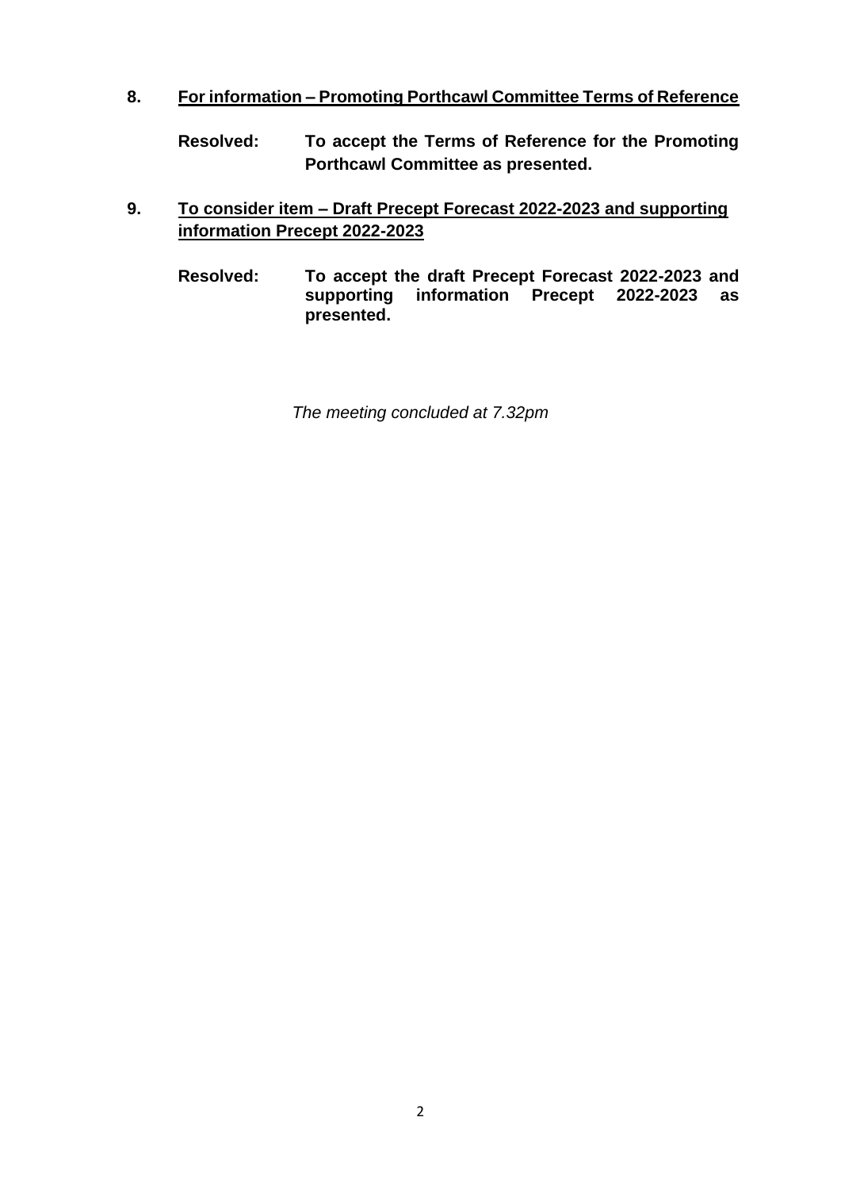**8. <u>For information – Promoting Porthcawl Committee Terms of Reference</u>**

**Resolved:** **To accept the Terms of Reference for the Promoting Porthcawl Committee as presented.**

**9. <u>To consider item – Draft Precept Forecast 2022-2023 and supporting information Precept 2022-2023</u>**

**Resolved:** **To accept the draft Precept Forecast 2022-2023 and supporting information Precept 2022-2023 as presented.**

*The meeting concluded at 7.32pm*